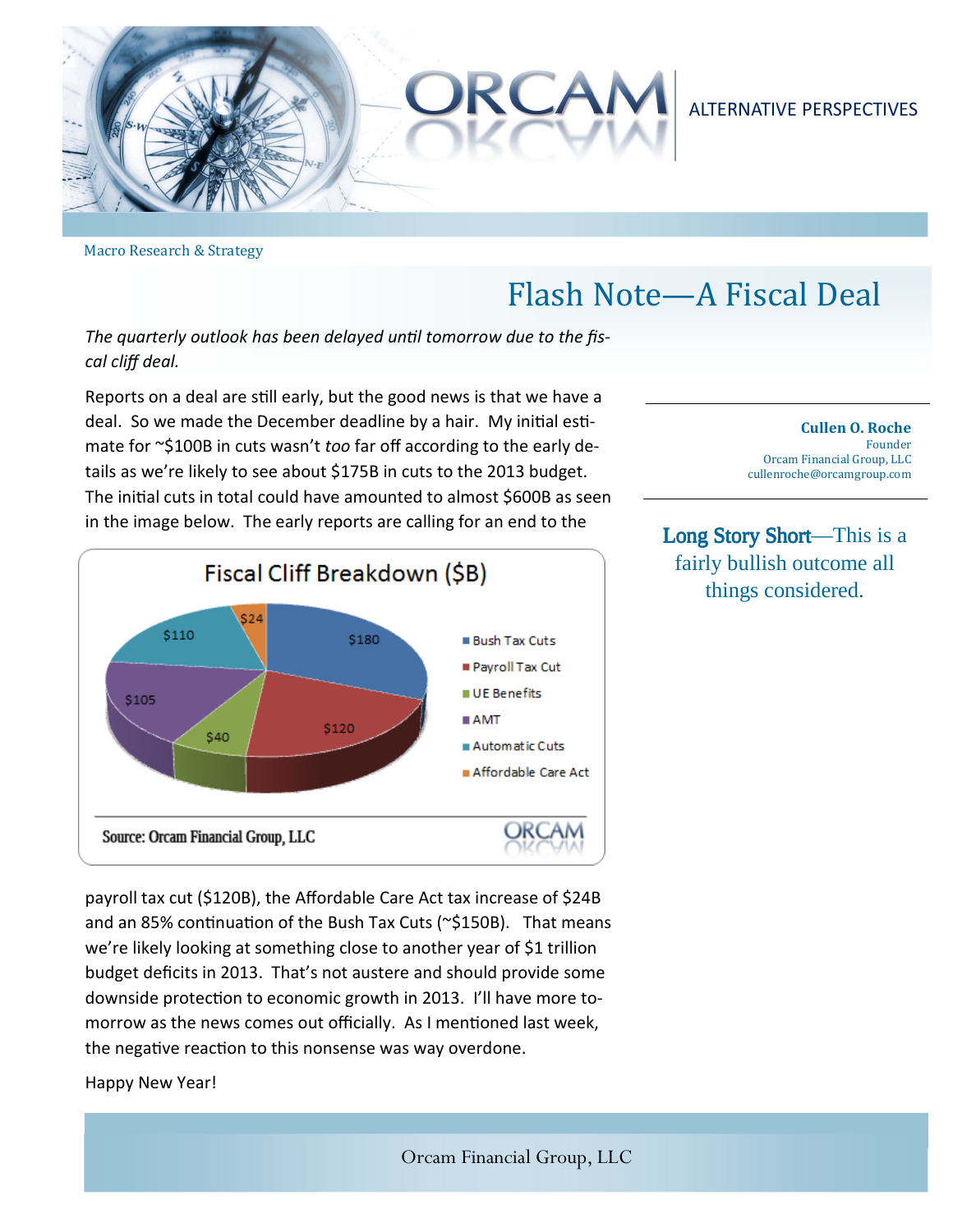Macro Research & Strategy

# Flash Note—A Fiscal Deal

*The quarterly outlook has been delayed until tomorrow due to the fiscal cliff deal.*

**Cullen O. Roche**
Founder
Orcam Financial Group, LLC
cullenroche@orcamgroup.com

**Long Story Short**—This is a fairly bullish outcome all things considered.

Reports on a deal are still early, but the good news is that we have a deal. So we made the December deadline by a hair. My initial estimate for ~$100B in cuts wasn't *too* far off according to the early details as we're likely to see about $175B in cuts to the 2013 budget. The initial cuts in total could have amounted to almost $600B as seen in the image below. The early reports are calling for an end to the payroll tax cut ($120B), the Affordable Care Act tax increase of $24B and an 85% continuation of the Bush Tax Cuts (~$150B). That means we're likely looking at something close to another year of $1 trillion budget deficits in 2013. That's not austere and should provide some downside protection to economic growth in 2013. I'll have more tomorrow as the news comes out officially. As I mentioned last week, the negative reaction to this nonsense was way overdone.

**Fiscal Cliff Breakdown ($B)**

| Item | $B |
|---|---|
| Bush Tax Cuts | $180 |
| Payroll Tax Cut | $120 |
| UE Benefits | $40 |
| AMT | $105 |
| Automatic Cuts | $110 |
| Affordable Care Act | $24 |

Source: Orcam Financial Group, LLC

Happy New Year!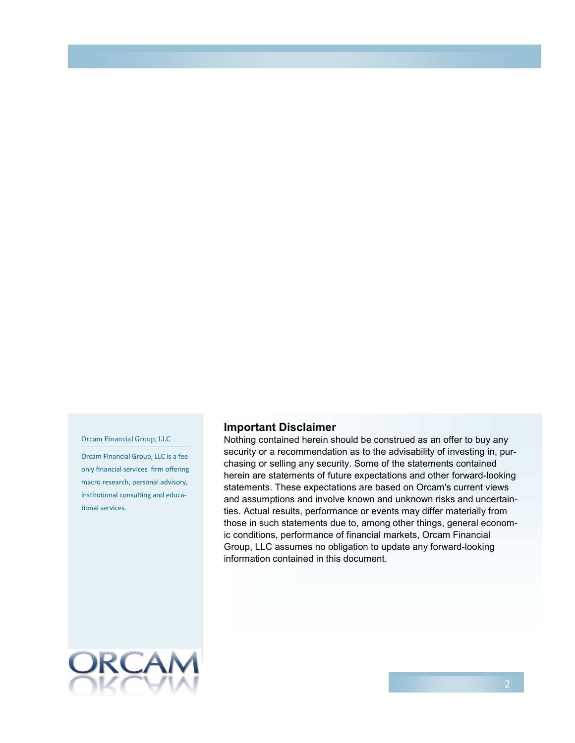Orcam Financial Group, LLC

Orcam Financial Group, LLC is a fee only financial services firm offering macro research, personal advisory, institutional consulting and educational services.

## Important Disclaimer

Nothing contained herein should be construed as an offer to buy any security or a recommendation as to the advisability of investing in, purchasing or selling any security. Some of the statements contained herein are statements of future expectations and other forward-looking statements. These expectations are based on Orcam's current views and assumptions and involve known and unknown risks and uncertainties. Actual results, performance or events may differ materially from those in such statements due to, among other things, general economic conditions, performance of financial markets, Orcam Financial Group, LLC assumes no obligation to update any forward-looking information contained in this document.

ORCAM